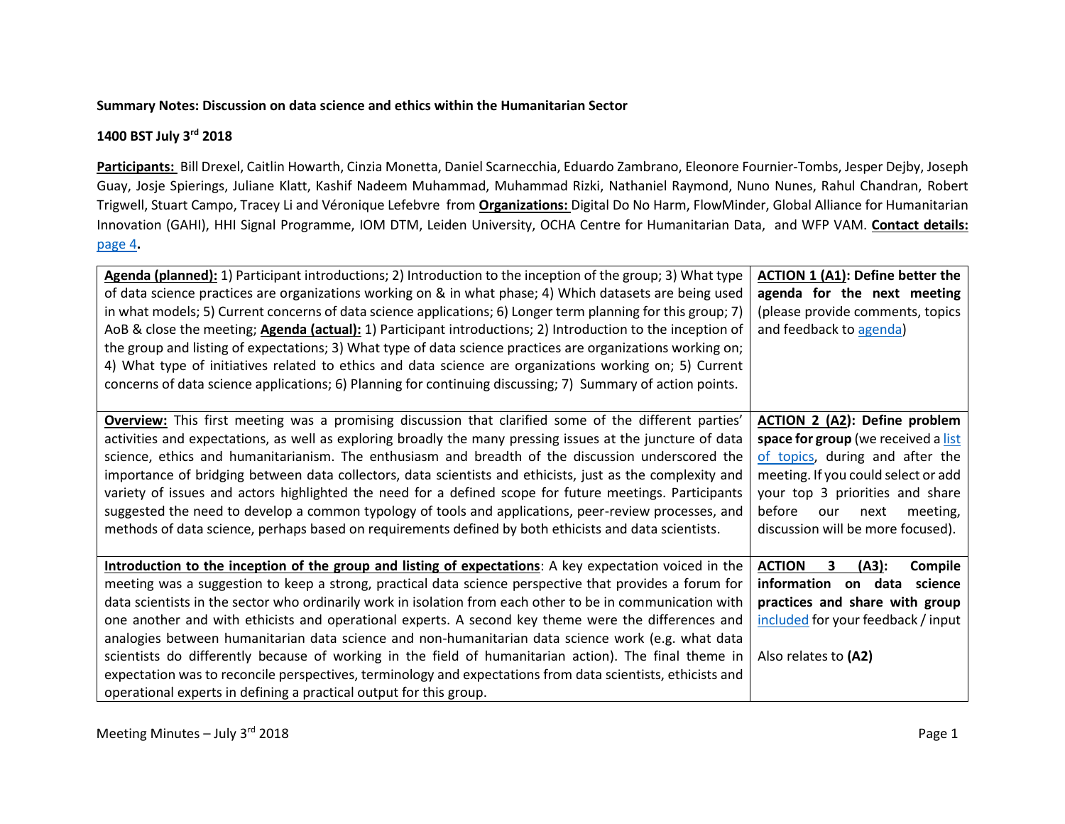**Summary Notes: Discussion on data science and ethics within the Humanitarian Sector**

**1400 BST July 3rd 2018**

**Participants:** Bill Drexel, Caitlin Howarth, Cinzia Monetta, Daniel Scarnecchia, Eduardo Zambrano, Eleonore Fournier-Tombs, Jesper Dejby, Joseph Guay, Josje Spierings, Juliane Klatt, Kashif Nadeem Muhammad, Muhammad Rizki, Nathaniel Raymond, Nuno Nunes, Rahul Chandran, Robert Trigwell, Stuart Campo, Tracey Li and Véronique Lefebvre from **Organizations:** Digital Do No Harm, FlowMinder, Global Alliance for Humanitarian Innovation (GAHI), HHI Signal Programme, IOM DTM, Leiden University, OCHA Centre for Humanitarian Data, and WFP VAM. **Contact details:** page 4**.**

| | |
|---|---|
| **Agenda (planned):** 1) Participant introductions; 2) Introduction to the inception of the group; 3) What type of data science practices are organizations working on & in what phase; 4) Which datasets are being used in what models; 5) Current concerns of data science applications; 6) Longer term planning for this group; 7) AoB & close the meeting; **Agenda (actual):** 1) Participant introductions; 2) Introduction to the inception of the group and listing of expectations; 3) What type of data science practices are organizations working on; 4) What type of initiatives related to ethics and data science are organizations working on; 5) Current concerns of data science applications; 6) Planning for continuing discussing; 7) Summary of action points. | **ACTION 1 (A1): Define better the agenda for the next meeting** (please provide comments, topics and feedback to agenda) |
| **Overview:** This first meeting was a promising discussion that clarified some of the different parties' activities and expectations, as well as exploring broadly the many pressing issues at the juncture of data science, ethics and humanitarianism. The enthusiasm and breadth of the discussion underscored the importance of bridging between data collectors, data scientists and ethicists, just as the complexity and variety of issues and actors highlighted the need for a defined scope for future meetings. Participants suggested the need to develop a common typology of tools and applications, peer-review processes, and methods of data science, perhaps based on requirements defined by both ethicists and data scientists. | **ACTION 2 (A2): Define problem space for group** (we received a list of topics, during and after the meeting. If you could select or add your top 3 priorities and share before our next meeting, discussion will be more focused). |
| **Introduction to the inception of the group and listing of expectations**: A key expectation voiced in the meeting was a suggestion to keep a strong, practical data science perspective that provides a forum for data scientists in the sector who ordinarily work in isolation from each other to be in communication with one another and with ethicists and operational experts. A second key theme were the differences and analogies between humanitarian data science and non-humanitarian data science work (e.g. what data scientists do differently because of working in the field of humanitarian action). The final theme in expectation was to reconcile perspectives, terminology and expectations from data scientists, ethicists and operational experts in defining a practical output for this group. | **ACTION 3 (A3): Compile information on data science practices and share with group** included for your feedback / input<br><br>Also relates to **(A2)** |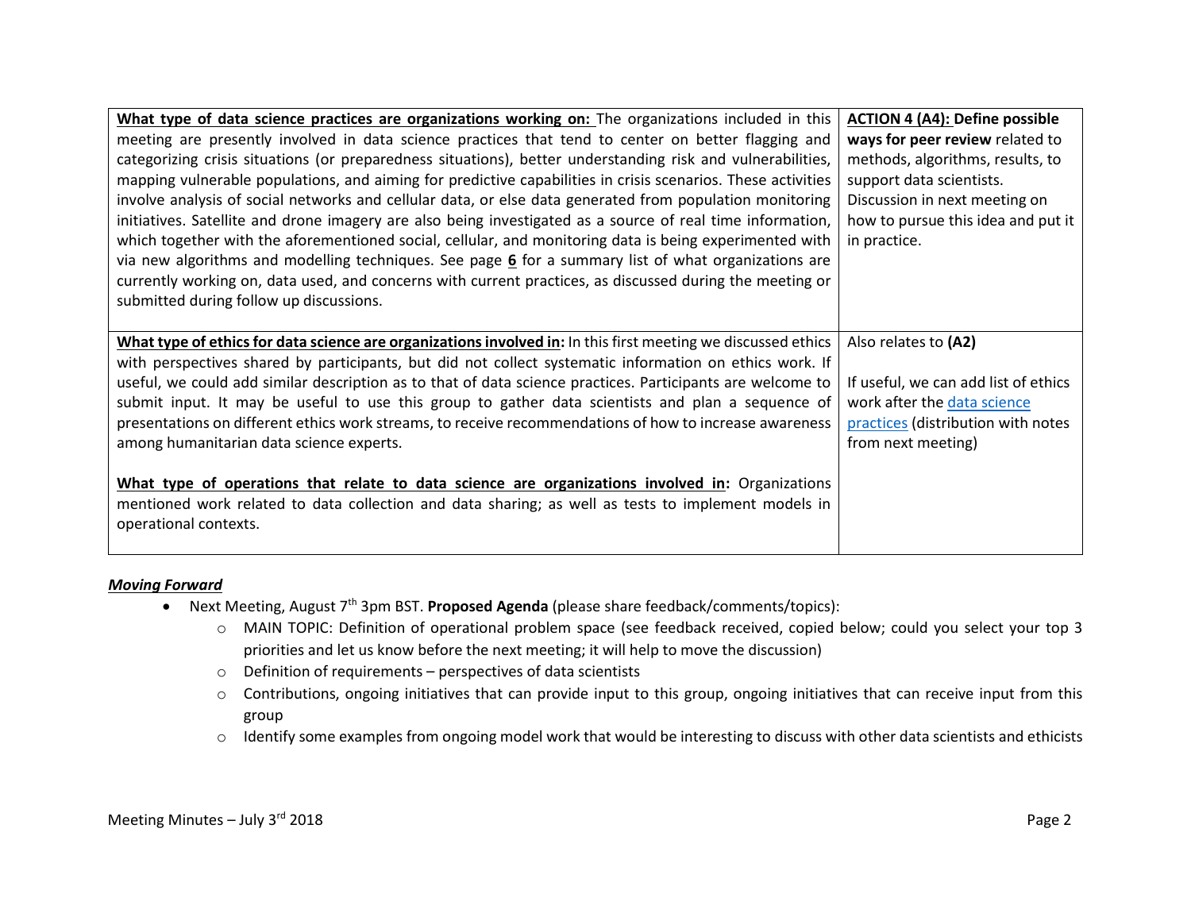| | |
|---|---|
| **What type of data science practices are organizations working on:** The organizations included in this meeting are presently involved in data science practices that tend to center on better flagging and categorizing crisis situations (or preparedness situations), better understanding risk and vulnerabilities, mapping vulnerable populations, and aiming for predictive capabilities in crisis scenarios. These activities involve analysis of social networks and cellular data, or else data generated from population monitoring initiatives. Satellite and drone imagery are also being investigated as a source of real time information, which together with the aforementioned social, cellular, and monitoring data is being experimented with via new algorithms and modelling techniques. See page **6** for a summary list of what organizations are currently working on, data used, and concerns with current practices, as discussed during the meeting or submitted during follow up discussions. | **ACTION 4 (A4): Define possible ways for peer review** related to methods, algorithms, results, to support data scientists. Discussion in next meeting on how to pursue this idea and put it in practice. |
| **What type of ethics for data science are organizations involved in:** In this first meeting we discussed ethics with perspectives shared by participants, but did not collect systematic information on ethics work. If useful, we could add similar description as to that of data science practices. Participants are welcome to submit input. It may be useful to use this group to gather data scientists and plan a sequence of presentations on different ethics work streams, to receive recommendations of how to increase awareness among humanitarian data science experts.<br><br>**What type of operations that relate to data science are organizations involved in:** Organizations mentioned work related to data collection and data sharing; as well as tests to implement models in operational contexts. | Also relates to **(A2)**<br><br>If useful, we can add list of ethics work after the data science practices (distribution with notes from next meeting) |

***Moving Forward***

- Next Meeting, August 7th 3pm BST. **Proposed Agenda** (please share feedback/comments/topics):
  - MAIN TOPIC: Definition of operational problem space (see feedback received, copied below; could you select your top 3 priorities and let us know before the next meeting; it will help to move the discussion)
  - Definition of requirements – perspectives of data scientists
  - Contributions, ongoing initiatives that can provide input to this group, ongoing initiatives that can receive input from this group
  - Identify some examples from ongoing model work that would be interesting to discuss with other data scientists and ethicists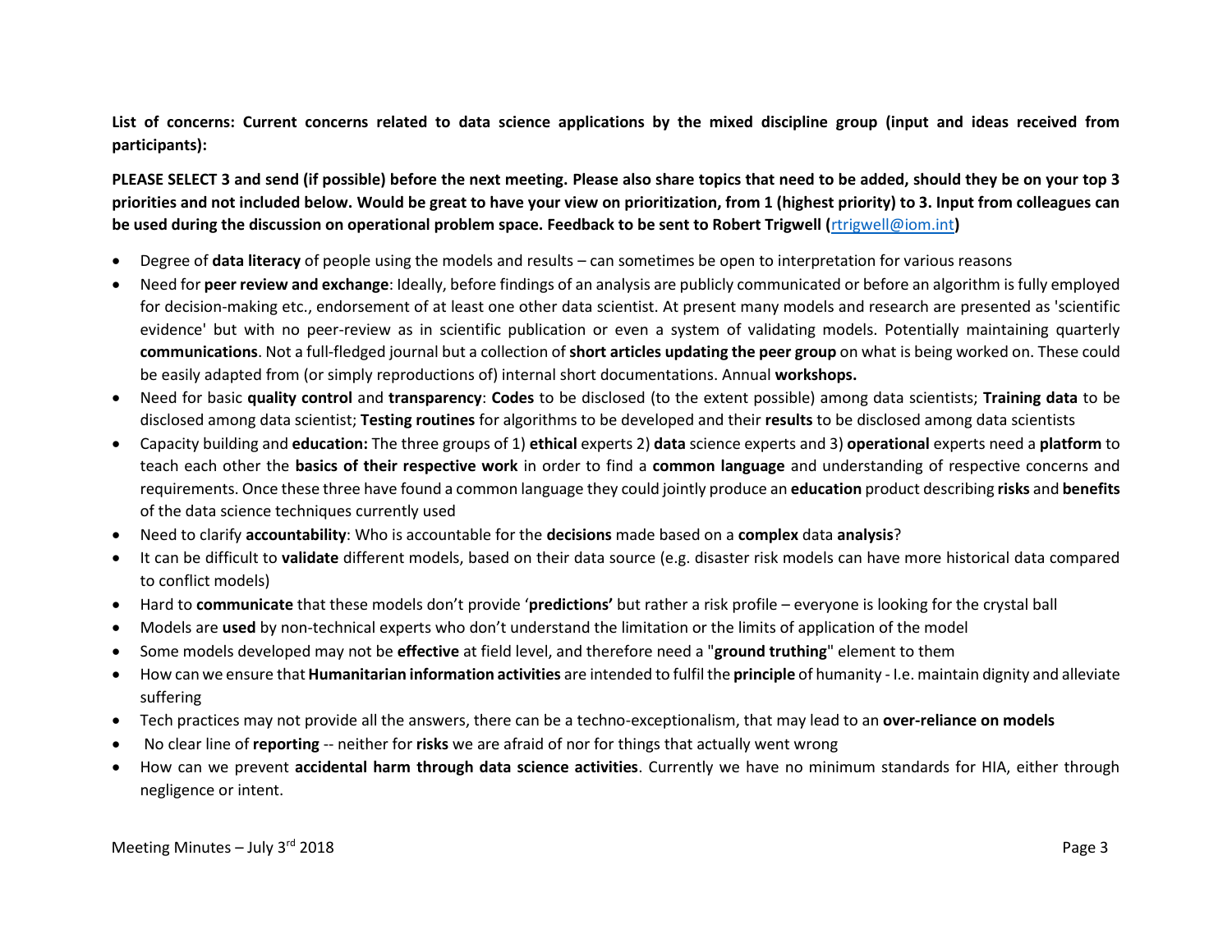**List of concerns: Current concerns related to data science applications by the mixed discipline group (input and ideas received from participants):**

**PLEASE SELECT 3 and send (if possible) before the next meeting. Please also share topics that need to be added, should they be on your top 3 priorities and not included below. Would be great to have your view on prioritization, from 1 (highest priority) to 3. Input from colleagues can be used during the discussion on operational problem space. Feedback to be sent to Robert Trigwell (rtrigwell@iom.int)**

- Degree of **data literacy** of people using the models and results – can sometimes be open to interpretation for various reasons
- Need for **peer review and exchange**: Ideally, before findings of an analysis are publicly communicated or before an algorithm is fully employed for decision-making etc., endorsement of at least one other data scientist. At present many models and research are presented as 'scientific evidence' but with no peer-review as in scientific publication or even a system of validating models. Potentially maintaining quarterly **communications**. Not a full-fledged journal but a collection of **short articles updating the peer group** on what is being worked on. These could be easily adapted from (or simply reproductions of) internal short documentations. Annual **workshops.**
- Need for basic **quality control** and **transparency**: **Codes** to be disclosed (to the extent possible) among data scientists; **Training data** to be disclosed among data scientist; **Testing routines** for algorithms to be developed and their **results** to be disclosed among data scientists
- Capacity building and **education:** The three groups of 1) **ethical** experts 2) **data** science experts and 3) **operational** experts need a **platform** to teach each other the **basics of their respective work** in order to find a **common language** and understanding of respective concerns and requirements. Once these three have found a common language they could jointly produce an **education** product describing **risks** and **benefits** of the data science techniques currently used
- Need to clarify **accountability**: Who is accountable for the **decisions** made based on a **complex** data **analysis**?
- It can be difficult to **validate** different models, based on their data source (e.g. disaster risk models can have more historical data compared to conflict models)
- Hard to **communicate** that these models don't provide '**predictions'** but rather a risk profile – everyone is looking for the crystal ball
- Models are **used** by non-technical experts who don't understand the limitation or the limits of application of the model
- Some models developed may not be **effective** at field level, and therefore need a "**ground truthing**" element to them
- How can we ensure that **Humanitarian information activities** are intended to fulfil the **principle** of humanity - I.e. maintain dignity and alleviate suffering
- Tech practices may not provide all the answers, there can be a techno-exceptionalism, that may lead to an **over-reliance on models**
- No clear line of **reporting** -- neither for **risks** we are afraid of nor for things that actually went wrong
- How can we prevent **accidental harm through data science activities**. Currently we have no minimum standards for HIA, either through negligence or intent.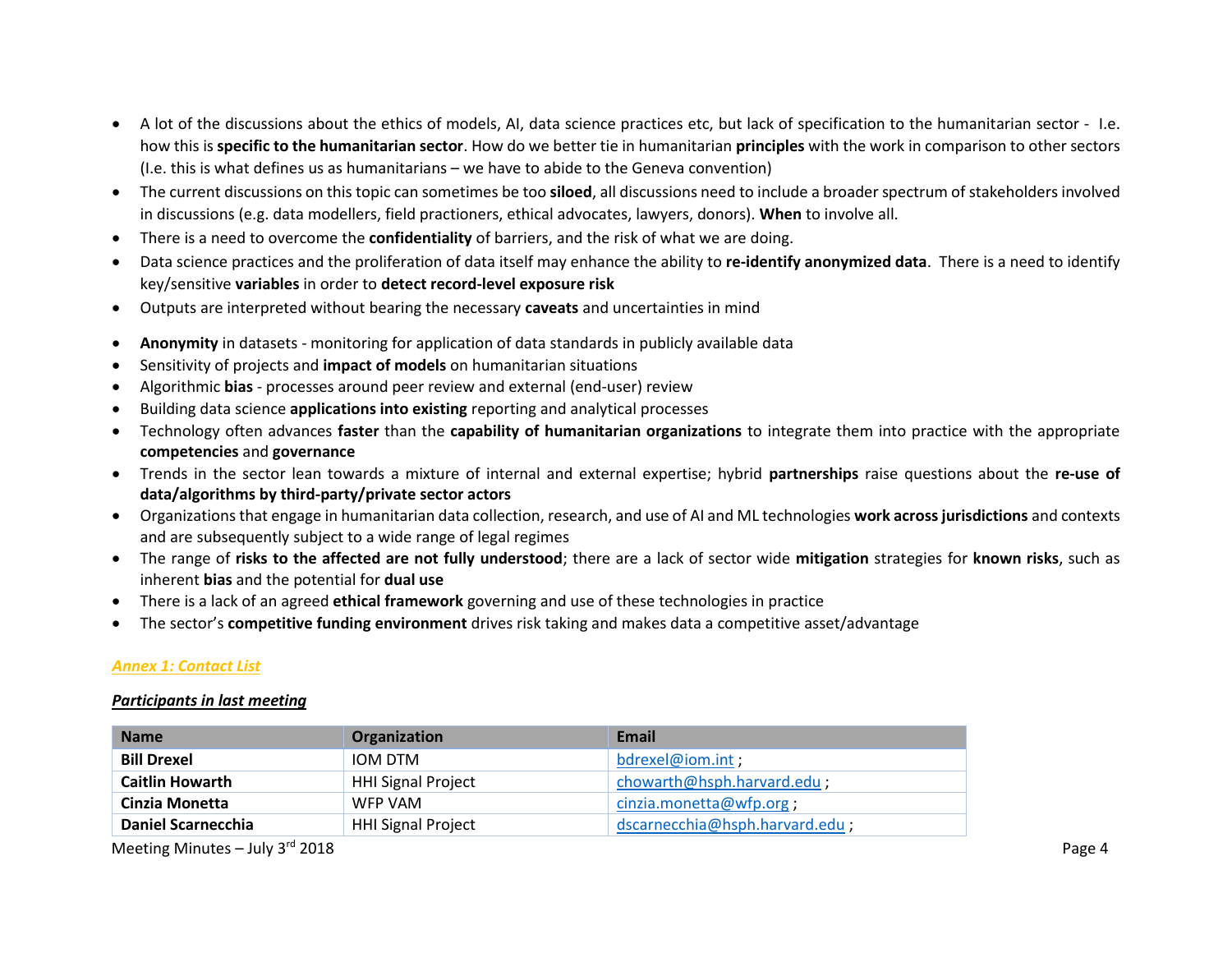- A lot of the discussions about the ethics of models, AI, data science practices etc, but lack of specification to the humanitarian sector - I.e. how this is **specific to the humanitarian sector**. How do we better tie in humanitarian **principles** with the work in comparison to other sectors (I.e. this is what defines us as humanitarians – we have to abide to the Geneva convention)
- The current discussions on this topic can sometimes be too **siloed**, all discussions need to include a broader spectrum of stakeholders involved in discussions (e.g. data modellers, field practioners, ethical advocates, lawyers, donors). **When** to involve all.
- There is a need to overcome the **confidentiality** of barriers, and the risk of what we are doing.
- Data science practices and the proliferation of data itself may enhance the ability to **re-identify anonymized data**. There is a need to identify key/sensitive **variables** in order to **detect record-level exposure risk**
- Outputs are interpreted without bearing the necessary **caveats** and uncertainties in mind

- **Anonymity** in datasets - monitoring for application of data standards in publicly available data
- Sensitivity of projects and **impact of models** on humanitarian situations
- Algorithmic **bias** - processes around peer review and external (end-user) review
- Building data science **applications into existing** reporting and analytical processes
- Technology often advances **faster** than the **capability of humanitarian organizations** to integrate them into practice with the appropriate **competencies** and **governance**
- Trends in the sector lean towards a mixture of internal and external expertise; hybrid **partnerships** raise questions about the **re-use of data/algorithms by third-party/private sector actors**
- Organizations that engage in humanitarian data collection, research, and use of AI and ML technologies **work across jurisdictions** and contexts and are subsequently subject to a wide range of legal regimes
- The range of **risks to the affected are not fully understood**; there are a lack of sector wide **mitigation** strategies for **known risks**, such as inherent **bias** and the potential for **dual use**
- There is a lack of an agreed **ethical framework** governing and use of these technologies in practice
- The sector's **competitive funding environment** drives risk taking and makes data a competitive asset/advantage

***Annex 1: Contact List***

***Participants in last meeting***

| Name | Organization | Email |
|---|---|---|
| **Bill Drexel** | IOM DTM | bdrexel@iom.int ; |
| **Caitlin Howarth** | HHI Signal Project | chowarth@hsph.harvard.edu ; |
| **Cinzia Monetta** | WFP VAM | cinzia.monetta@wfp.org ; |
| **Daniel Scarnecchia** | HHI Signal Project | dscarnecchia@hsph.harvard.edu ; |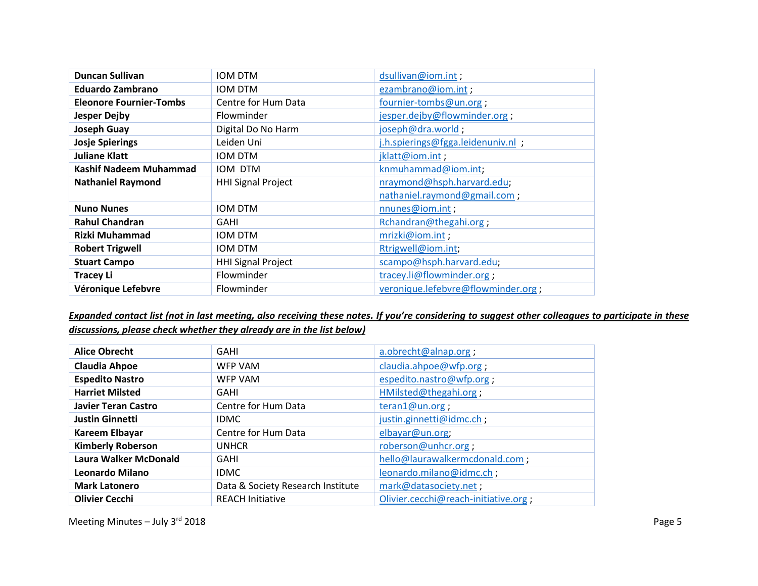| **Duncan Sullivan** | IOM DTM | dsullivan@iom.int ; |
|---|---|---|
| **Eduardo Zambrano** | IOM DTM | ezambrano@iom.int ; |
| **Eleonore Fournier-Tombs** | Centre for Hum Data | fournier-tombs@un.org ; |
| **Jesper Dejby** | Flowminder | jesper.dejby@flowminder.org ; |
| **Joseph Guay** | Digital Do No Harm | joseph@dra.world ; |
| **Josje Spierings** | Leiden Uni | j.h.spierings@fgga.leidenuniv.nl ; |
| **Juliane Klatt** | IOM DTM | jklatt@iom.int ; |
| **Kashif Nadeem Muhammad** | IOM DTM | knmuhammad@iom.int; |
| **Nathaniel Raymond** | HHI Signal Project | nraymond@hsph.harvard.edu; nathaniel.raymond@gmail.com ; |
| **Nuno Nunes** | IOM DTM | nnunes@iom.int ; |
| **Rahul Chandran** | GAHI | Rchandran@thegahi.org ; |
| **Rizki Muhammad** | IOM DTM | mrizki@iom.int ; |
| **Robert Trigwell** | IOM DTM | Rtrigwell@iom.int; |
| **Stuart Campo** | HHI Signal Project | scampo@hsph.harvard.edu; |
| **Tracey Li** | Flowminder | tracey.li@flowminder.org ; |
| **Véronique Lefebvre** | Flowminder | veronique.lefebvre@flowminder.org ; |

***Expanded contact list (not in last meeting, also receiving these notes. If you're considering to suggest other colleagues to participate in these discussions, please check whether they already are in the list below)***

| **Alice Obrecht** | GAHI | a.obrecht@alnap.org ; |
|---|---|---|
| **Claudia Ahpoe** | WFP VAM | claudia.ahpoe@wfp.org ; |
| **Espedito Nastro** | WFP VAM | espedito.nastro@wfp.org ; |
| **Harriet Milsted** | GAHI | HMilsted@thegahi.org ; |
| **Javier Teran Castro** | Centre for Hum Data | teran1@un.org ; |
| **Justin Ginnetti** | IDMC | justin.ginnetti@idmc.ch ; |
| **Kareem Elbayar** | Centre for Hum Data | elbayar@un.org; |
| **Kimberly Roberson** | UNHCR | roberson@unhcr.org ; |
| **Laura Walker McDonald** | GAHI | hello@laurawalkermcdonald.com ; |
| **Leonardo Milano** | IDMC | leonardo.milano@idmc.ch ; |
| **Mark Latonero** | Data & Society Research Institute | mark@datasociety.net ; |
| **Olivier Cecchi** | REACH Initiative | Olivier.cecchi@reach-initiative.org ; |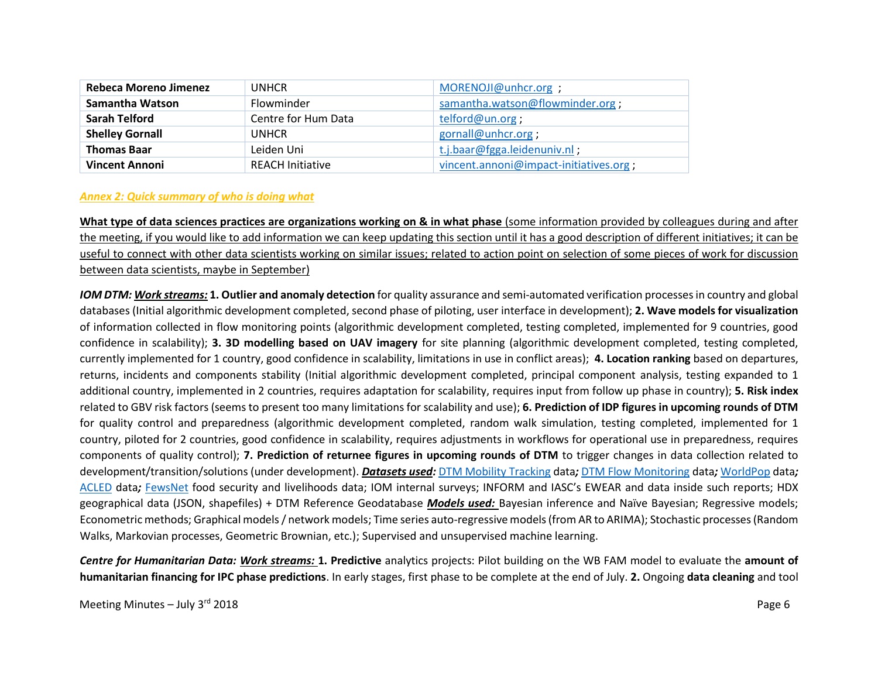| Rebeca Moreno Jimenez | UNHCR | MORENOJI@unhcr.org ; |
|---|---|---|
| Samantha Watson | Flowminder | samantha.watson@flowminder.org ; |
| Sarah Telford | Centre for Hum Data | telford@un.org ; |
| Shelley Gornall | UNHCR | gornall@unhcr.org ; |
| Thomas Baar | Leiden Uni | t.j.baar@fgga.leidenuniv.nl ; |
| Vincent Annoni | REACH Initiative | vincent.annoni@impact-initiatives.org ; |

***Annex 2: Quick summary of who is doing what***

**What type of data sciences practices are organizations working on & in what phase** (some information provided by colleagues during and after the meeting, if you would like to add information we can keep updating this section until it has a good description of different initiatives; it can be useful to connect with other data scientists working on similar issues; related to action point on selection of some pieces of work for discussion between data scientists, maybe in September)

***IOM DTM: Work streams:*** **1. Outlier and anomaly detection** for quality assurance and semi-automated verification processes in country and global databases (Initial algorithmic development completed, second phase of piloting, user interface in development); **2. Wave models for visualization** of information collected in flow monitoring points (algorithmic development completed, testing completed, implemented for 9 countries, good confidence in scalability); **3. 3D modelling based on UAV imagery** for site planning (algorithmic development completed, testing completed, currently implemented for 1 country, good confidence in scalability, limitations in use in conflict areas); **4. Location ranking** based on departures, returns, incidents and components stability (Initial algorithmic development completed, principal component analysis, testing expanded to 1 additional country, implemented in 2 countries, requires adaptation for scalability, requires input from follow up phase in country); **5. Risk index** related to GBV risk factors (seems to present too many limitations for scalability and use); **6. Prediction of IDP figures in upcoming rounds of DTM** for quality control and preparedness (algorithmic development completed, random walk simulation, testing completed, implemented for 1 country, piloted for 2 countries, good confidence in scalability, requires adjustments in workflows for operational use in preparedness, requires components of quality control); **7. Prediction of returnee figures in upcoming rounds of DTM** to trigger changes in data collection related to development/transition/solutions (under development). ***Datasets used:*** DTM Mobility Tracking data***;*** DTM Flow Monitoring data***;*** WorldPop data***;*** ACLED data***;*** FewsNet food security and livelihoods data; IOM internal surveys; INFORM and IASC's EWEAR and data inside such reports; HDX geographical data (JSON, shapefiles) + DTM Reference Geodatabase ***Models used:*** Bayesian inference and Naïve Bayesian; Regressive models; Econometric methods; Graphical models / network models; Time series auto-regressive models (from AR to ARIMA); Stochastic processes (Random Walks, Markovian processes, Geometric Brownian, etc.); Supervised and unsupervised machine learning.

***Centre for Humanitarian Data: Work streams:*** **1. Predictive** analytics projects: Pilot building on the WB FAM model to evaluate the **amount of humanitarian financing for IPC phase predictions**. In early stages, first phase to be complete at the end of July. **2.** Ongoing **data cleaning** and tool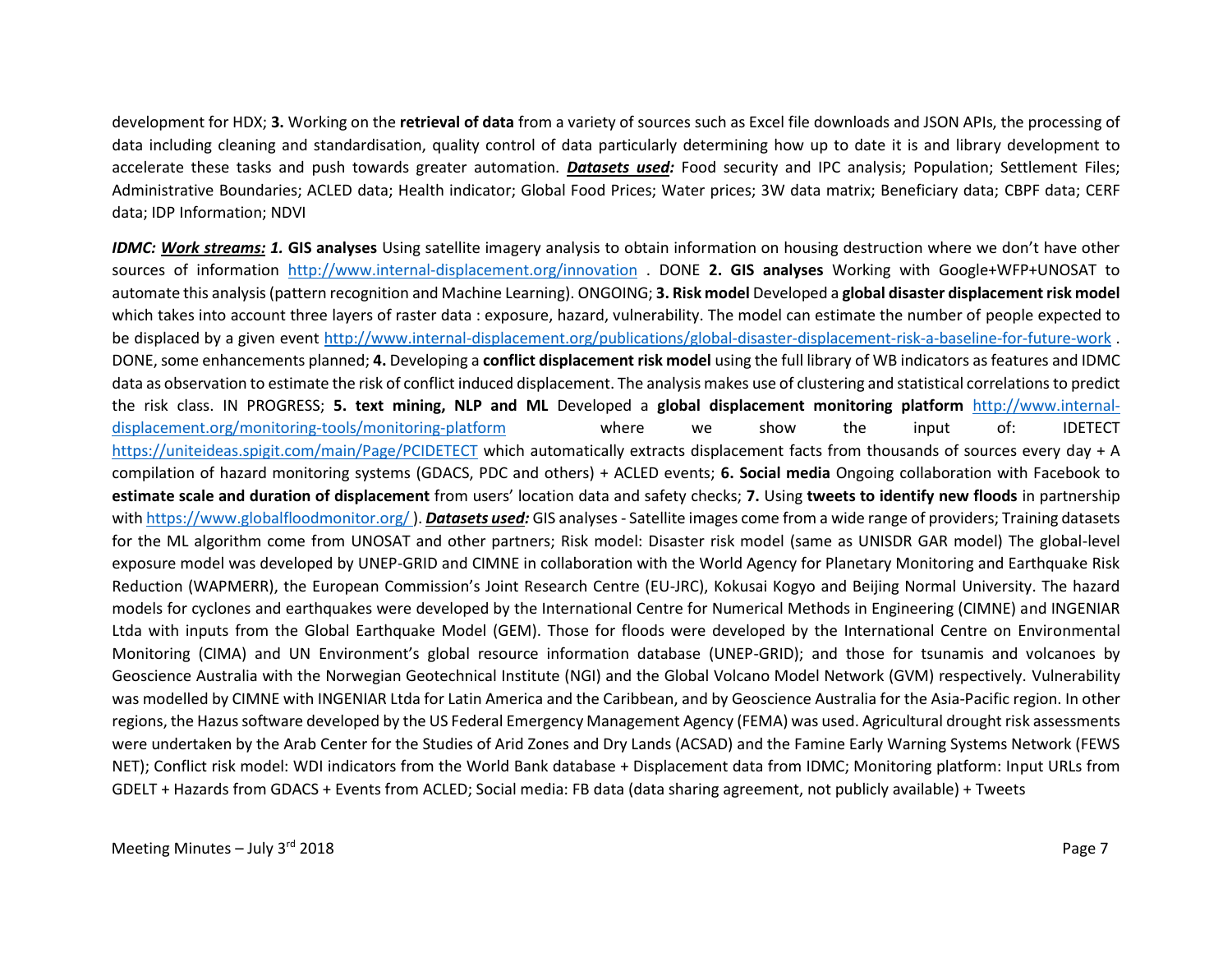development for HDX; **3.** Working on the **retrieval of data** from a variety of sources such as Excel file downloads and JSON APIs, the processing of data including cleaning and standardisation, quality control of data particularly determining how up to date it is and library development to accelerate these tasks and push towards greater automation. ***Datasets used:*** Food security and IPC analysis; Population; Settlement Files; Administrative Boundaries; ACLED data; Health indicator; Global Food Prices; Water prices; 3W data matrix; Beneficiary data; CBPF data; CERF data; IDP Information; NDVI

***IDMC: Work streams: 1.*** **GIS analyses** Using satellite imagery analysis to obtain information on housing destruction where we don't have other sources of information http://www.internal-displacement.org/innovation . DONE **2. GIS analyses** Working with Google+WFP+UNOSAT to automate this analysis (pattern recognition and Machine Learning). ONGOING; **3. Risk model** Developed a **global disaster displacement risk model** which takes into account three layers of raster data : exposure, hazard, vulnerability. The model can estimate the number of people expected to be displaced by a given event http://www.internal-displacement.org/publications/global-disaster-displacement-risk-a-baseline-for-future-work . DONE, some enhancements planned; **4.** Developing a **conflict displacement risk model** using the full library of WB indicators as features and IDMC data as observation to estimate the risk of conflict induced displacement. The analysis makes use of clustering and statistical correlations to predict the risk class. IN PROGRESS; **5. text mining, NLP and ML** Developed a **global displacement monitoring platform** http://www.internal-displacement.org/monitoring-tools/monitoring-platform where we show the input of: IDETECT https://uniteideas.spigit.com/main/Page/PCIDETECT which automatically extracts displacement facts from thousands of sources every day + A compilation of hazard monitoring systems (GDACS, PDC and others) + ACLED events; **6. Social media** Ongoing collaboration with Facebook to **estimate scale and duration of displacement** from users' location data and safety checks; **7.** Using **tweets to identify new floods** in partnership with https://www.globalfloodmonitor.org/ ). ***Datasets used:*** GIS analyses - Satellite images come from a wide range of providers; Training datasets for the ML algorithm come from UNOSAT and other partners; Risk model: Disaster risk model (same as UNISDR GAR model) The global-level exposure model was developed by UNEP-GRID and CIMNE in collaboration with the World Agency for Planetary Monitoring and Earthquake Risk Reduction (WAPMERR), the European Commission's Joint Research Centre (EU-JRC), Kokusai Kogyo and Beijing Normal University. The hazard models for cyclones and earthquakes were developed by the International Centre for Numerical Methods in Engineering (CIMNE) and INGENIAR Ltda with inputs from the Global Earthquake Model (GEM). Those for floods were developed by the International Centre on Environmental Monitoring (CIMA) and UN Environment's global resource information database (UNEP-GRID); and those for tsunamis and volcanoes by Geoscience Australia with the Norwegian Geotechnical Institute (NGI) and the Global Volcano Model Network (GVM) respectively. Vulnerability was modelled by CIMNE with INGENIAR Ltda for Latin America and the Caribbean, and by Geoscience Australia for the Asia-Pacific region. In other regions, the Hazus software developed by the US Federal Emergency Management Agency (FEMA) was used. Agricultural drought risk assessments were undertaken by the Arab Center for the Studies of Arid Zones and Dry Lands (ACSAD) and the Famine Early Warning Systems Network (FEWS NET); Conflict risk model: WDI indicators from the World Bank database + Displacement data from IDMC; Monitoring platform: Input URLs from GDELT + Hazards from GDACS + Events from ACLED; Social media: FB data (data sharing agreement, not publicly available) + Tweets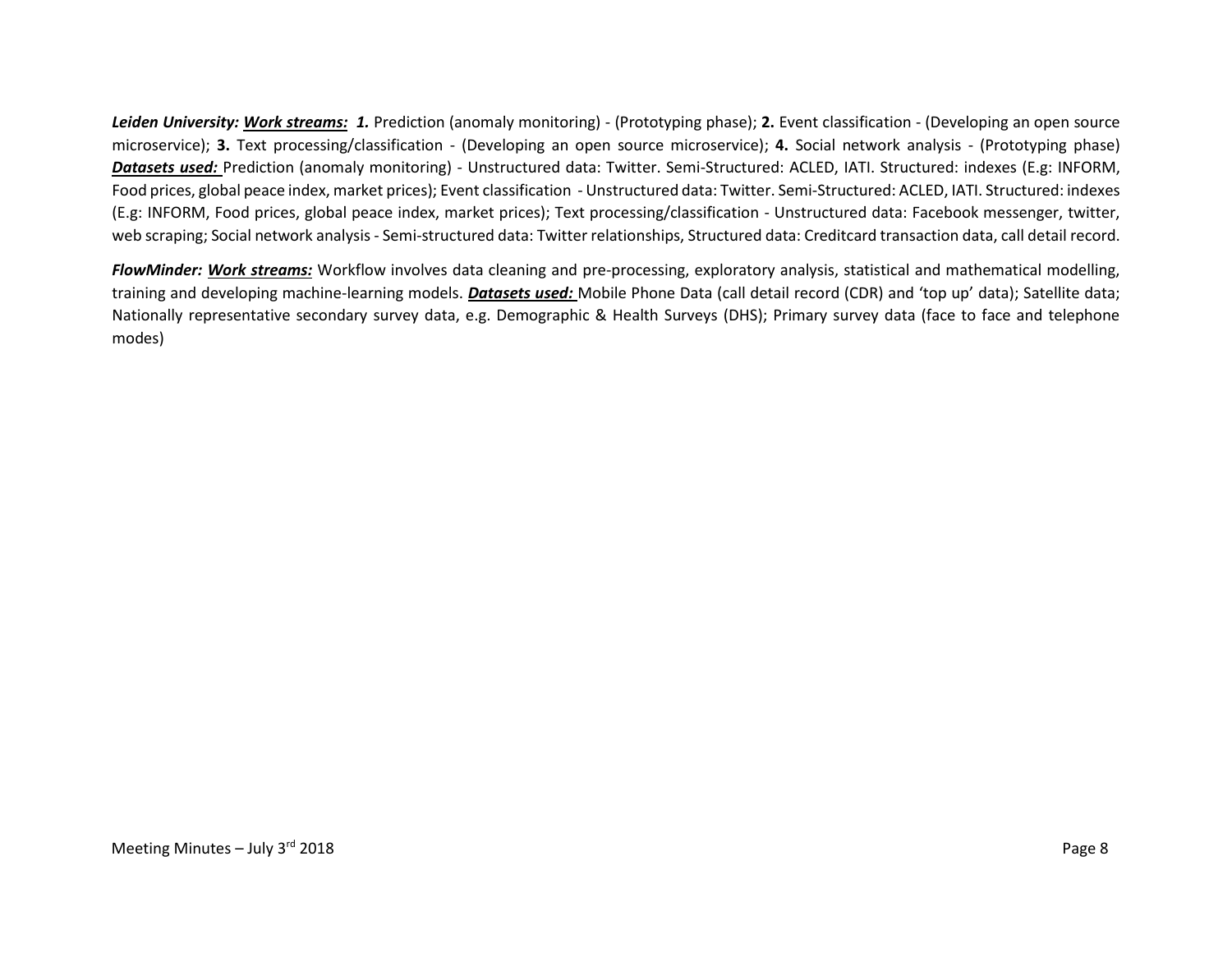***Leiden University:*** ***<u>Work streams:</u>*** ***1.*** Prediction (anomaly monitoring) - (Prototyping phase); **2.** Event classification - (Developing an open source microservice); **3.** Text processing/classification - (Developing an open source microservice); **4.** Social network analysis - (Prototyping phase) ***<u>Datasets used:</u>*** Prediction (anomaly monitoring) - Unstructured data: Twitter. Semi-Structured: ACLED, IATI. Structured: indexes (E.g: INFORM, Food prices, global peace index, market prices); Event classification - Unstructured data: Twitter. Semi-Structured: ACLED, IATI. Structured: indexes (E.g: INFORM, Food prices, global peace index, market prices); Text processing/classification - Unstructured data: Facebook messenger, twitter, web scraping; Social network analysis - Semi-structured data: Twitter relationships, Structured data: Creditcard transaction data, call detail record.

***FlowMinder:*** ***<u>Work streams:</u>*** Workflow involves data cleaning and pre-processing, exploratory analysis, statistical and mathematical modelling, training and developing machine-learning models. ***<u>Datasets used:</u>*** Mobile Phone Data (call detail record (CDR) and 'top up' data); Satellite data; Nationally representative secondary survey data, e.g. Demographic & Health Surveys (DHS); Primary survey data (face to face and telephone modes)